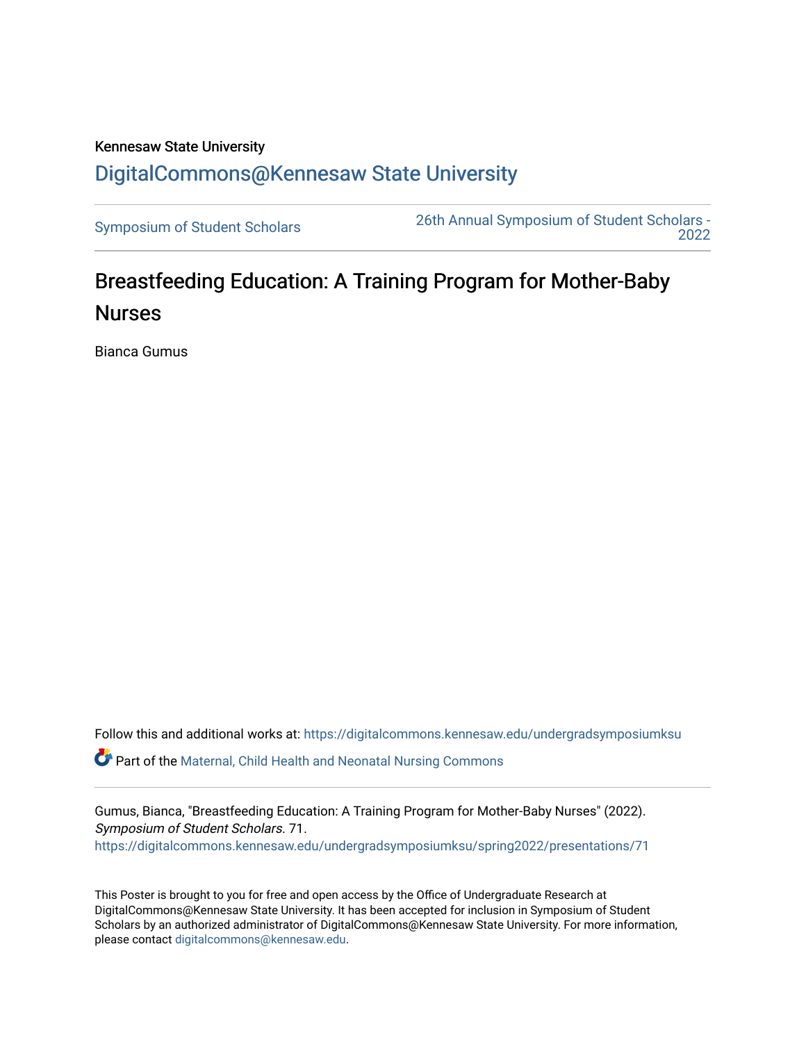Kennesaw State University

DigitalCommons@Kennesaw State University

Symposium of Student Scholars | 26th Annual Symposium of Student Scholars - 2022

# Breastfeeding Education: A Training Program for Mother-Baby Nurses

Bianca Gumus

Follow this and additional works at: https://digitalcommons.kennesaw.edu/undergradsymposiumksu

Part of the Maternal, Child Health and Neonatal Nursing Commons

Gumus, Bianca, "Breastfeeding Education: A Training Program for Mother-Baby Nurses" (2022). *Symposium of Student Scholars*. 71.
https://digitalcommons.kennesaw.edu/undergradsymposiumksu/spring2022/presentations/71

This Poster is brought to you for free and open access by the Office of Undergraduate Research at DigitalCommons@Kennesaw State University. It has been accepted for inclusion in Symposium of Student Scholars by an authorized administrator of DigitalCommons@Kennesaw State University. For more information, please contact digitalcommons@kennesaw.edu.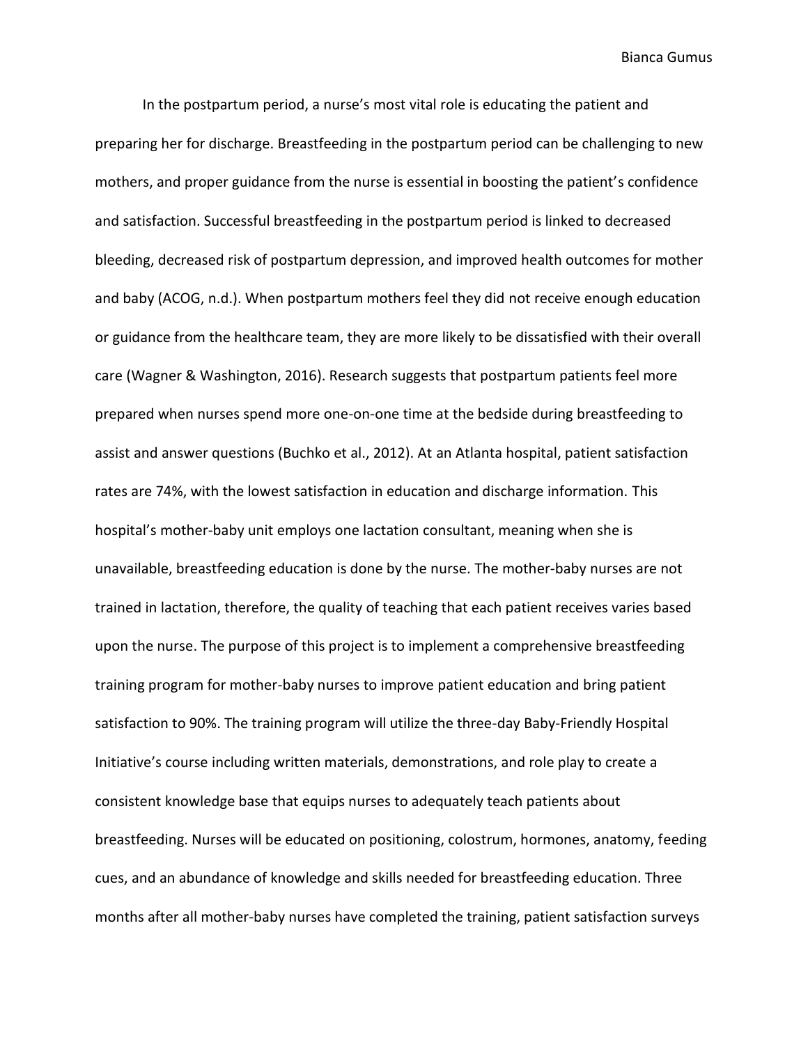In the postpartum period, a nurse's most vital role is educating the patient and preparing her for discharge. Breastfeeding in the postpartum period can be challenging to new mothers, and proper guidance from the nurse is essential in boosting the patient's confidence and satisfaction. Successful breastfeeding in the postpartum period is linked to decreased bleeding, decreased risk of postpartum depression, and improved health outcomes for mother and baby (ACOG, n.d.). When postpartum mothers feel they did not receive enough education or guidance from the healthcare team, they are more likely to be dissatisfied with their overall care (Wagner & Washington, 2016). Research suggests that postpartum patients feel more prepared when nurses spend more one-on-one time at the bedside during breastfeeding to assist and answer questions (Buchko et al., 2012). At an Atlanta hospital, patient satisfaction rates are 74%, with the lowest satisfaction in education and discharge information. This hospital's mother-baby unit employs one lactation consultant, meaning when she is unavailable, breastfeeding education is done by the nurse. The mother-baby nurses are not trained in lactation, therefore, the quality of teaching that each patient receives varies based upon the nurse. The purpose of this project is to implement a comprehensive breastfeeding training program for mother-baby nurses to improve patient education and bring patient satisfaction to 90%. The training program will utilize the three-day Baby-Friendly Hospital Initiative's course including written materials, demonstrations, and role play to create a consistent knowledge base that equips nurses to adequately teach patients about breastfeeding. Nurses will be educated on positioning, colostrum, hormones, anatomy, feeding cues, and an abundance of knowledge and skills needed for breastfeeding education. Three months after all mother-baby nurses have completed the training, patient satisfaction surveys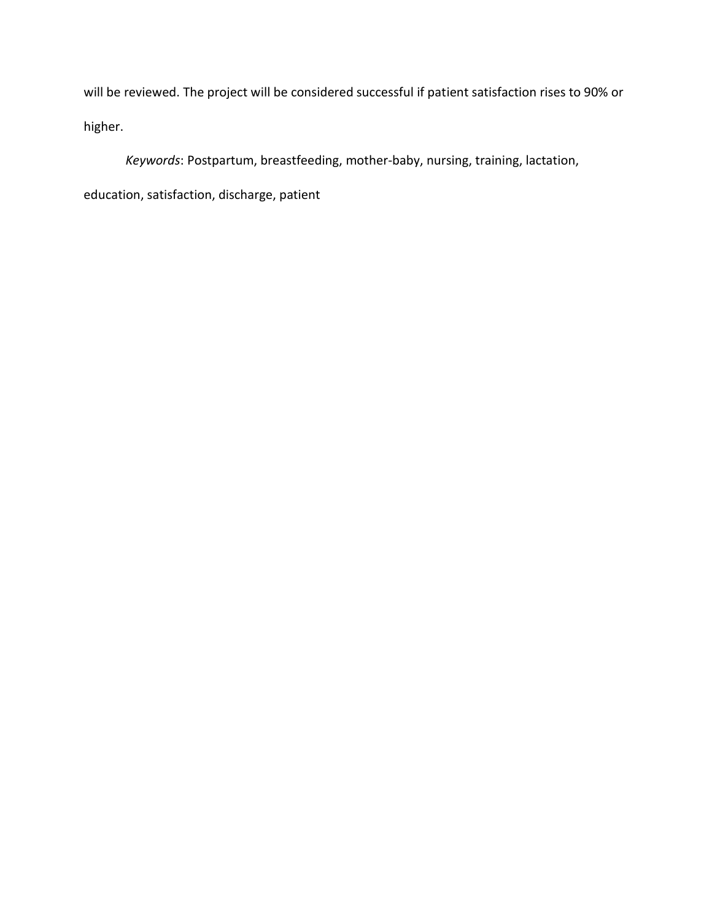will be reviewed. The project will be considered successful if patient satisfaction rises to 90% or higher.

*Keywords*: Postpartum, breastfeeding, mother-baby, nursing, training, lactation, education, satisfaction, discharge, patient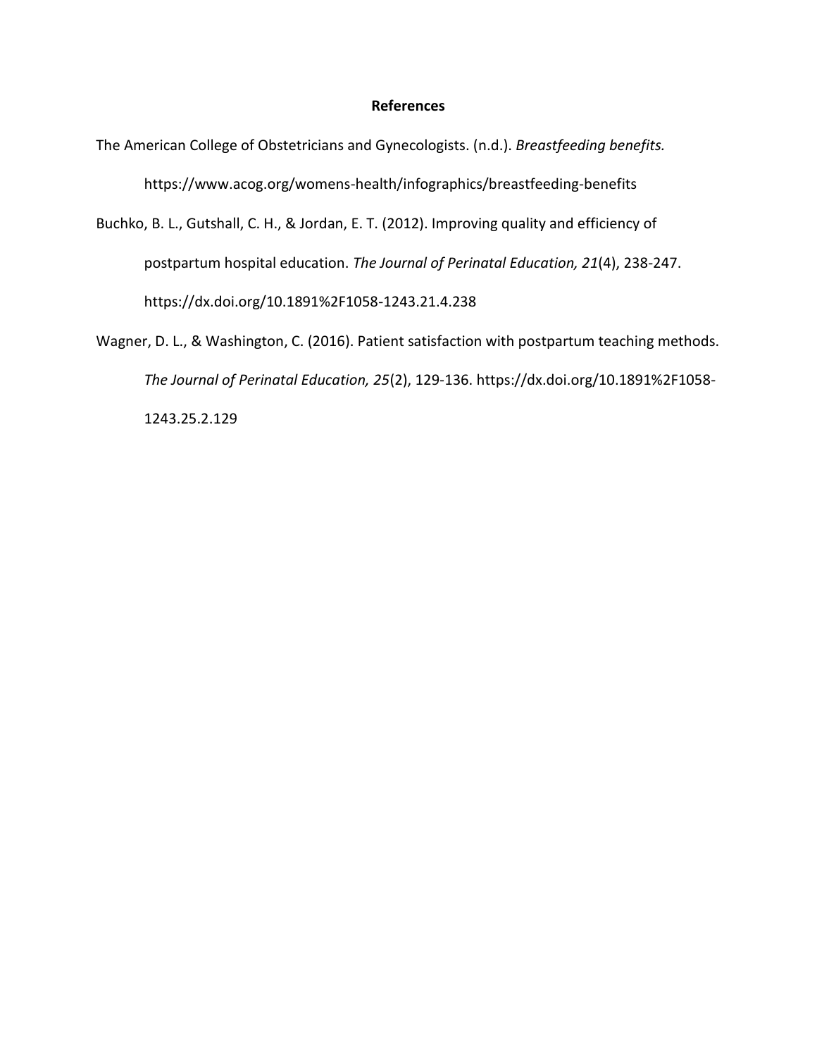# References

The American College of Obstetricians and Gynecologists. (n.d.). *Breastfeeding benefits.* https://www.acog.org/womens-health/infographics/breastfeeding-benefits

Buchko, B. L., Gutshall, C. H., & Jordan, E. T. (2012). Improving quality and efficiency of postpartum hospital education. *The Journal of Perinatal Education, 21*(4), 238-247. https://dx.doi.org/10.1891%2F1058-1243.21.4.238

Wagner, D. L., & Washington, C. (2016). Patient satisfaction with postpartum teaching methods. *The Journal of Perinatal Education, 25*(2), 129-136. https://dx.doi.org/10.1891%2F1058-1243.25.2.129